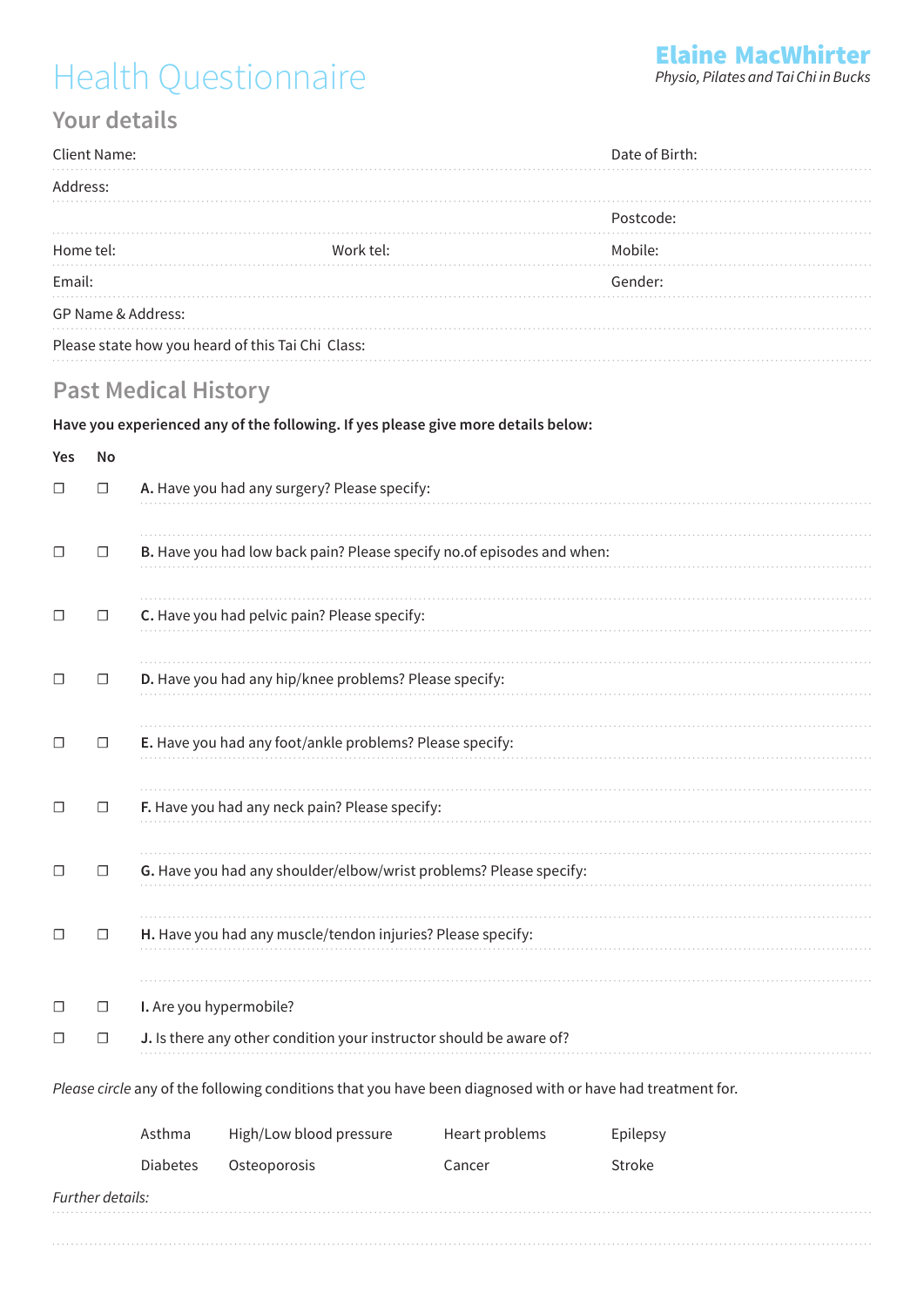# Health Questionnaire

**Elaine MacWhirter**
*Physio, Pilates and Tai Chi in Bucks*

## Your details

Client Name: Date of Birth:

Address:

Postcode:

Home tel: Work tel: Mobile:

Email: Gender:

GP Name & Address:

Please state how you heard of this Tai Chi Class:

## Past Medical History

**Have you experienced any of the following. If yes please give more details below:**

| Yes | No | |
|---|---|---|
| ☐ | ☐ | **A.** Have you had any surgery? Please specify: |
| ☐ | ☐ | **B.** Have you had low back pain? Please specify no.of episodes and when: |
| ☐ | ☐ | **C.** Have you had pelvic pain? Please specify: |
| ☐ | ☐ | **D.** Have you had any hip/knee problems? Please specify: |
| ☐ | ☐ | **E.** Have you had any foot/ankle problems? Please specify: |
| ☐ | ☐ | **F.** Have you had any neck pain? Please specify: |
| ☐ | ☐ | **G.** Have you had any shoulder/elbow/wrist problems? Please specify: |
| ☐ | ☐ | **H.** Have you had any muscle/tendon injuries? Please specify: |
| ☐ | ☐ | **I.** Are you hypermobile? |
| ☐ | ☐ | **J.** Is there any other condition your instructor should be aware of? |

*Please circle* any of the following conditions that you have been diagnosed with or have had treatment for.

| | | | |
|---|---|---|---|
| Asthma | High/Low blood pressure | Heart problems | Epilepsy |
| Diabetes | Osteoporosis | Cancer | Stroke |

*Further details:*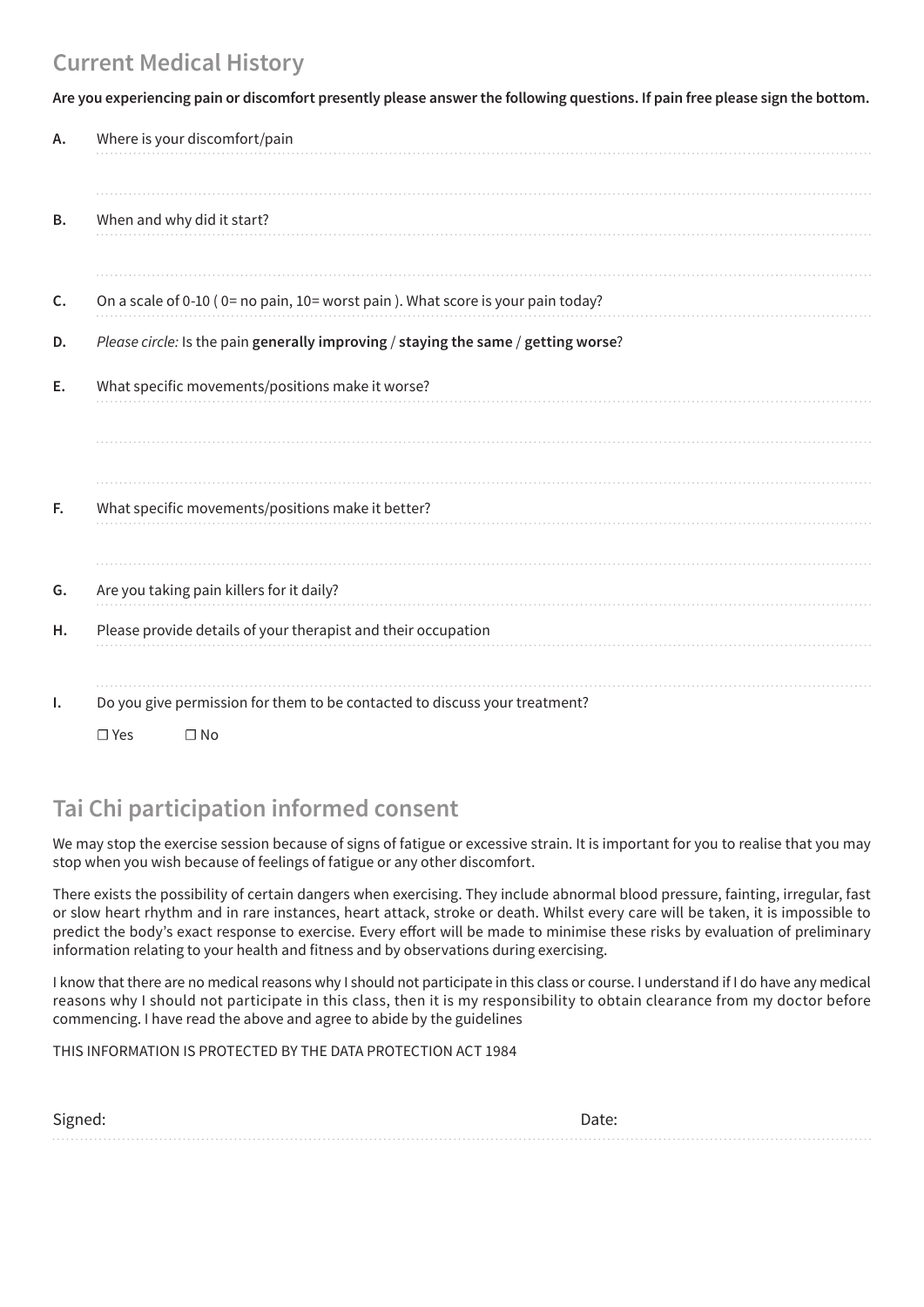## Current Medical History

**Are you experiencing pain or discomfort presently please answer the following questions. If pain free please sign the bottom.**

**A.** Where is your discomfort/pain

**B.** When and why did it start?

**C.** On a scale of 0-10 ( 0= no pain, 10= worst pain ). What score is your pain today?

**D.** *Please circle:* Is the pain **generally improving** / **staying the same** / **getting worse**?

**E.** What specific movements/positions make it worse?

**F.** What specific movements/positions make it better?

**G.** Are you taking pain killers for it daily?

**H.** Please provide details of your therapist and their occupation

**I.** Do you give permission for them to be contacted to discuss your treatment?

☐ Yes ☐ No

## Tai Chi participation informed consent

We may stop the exercise session because of signs of fatigue or excessive strain. It is important for you to realise that you may stop when you wish because of feelings of fatigue or any other discomfort.

There exists the possibility of certain dangers when exercising. They include abnormal blood pressure, fainting, irregular, fast or slow heart rhythm and in rare instances, heart attack, stroke or death. Whilst every care will be taken, it is impossible to predict the body's exact response to exercise. Every effort will be made to minimise these risks by evaluation of preliminary information relating to your health and fitness and by observations during exercising.

I know that there are no medical reasons why I should not participate in this class or course. I understand if I do have any medical reasons why I should not participate in this class, then it is my responsibility to obtain clearance from my doctor before commencing. I have read the above and agree to abide by the guidelines

THIS INFORMATION IS PROTECTED BY THE DATA PROTECTION ACT 1984

Signed: Date: